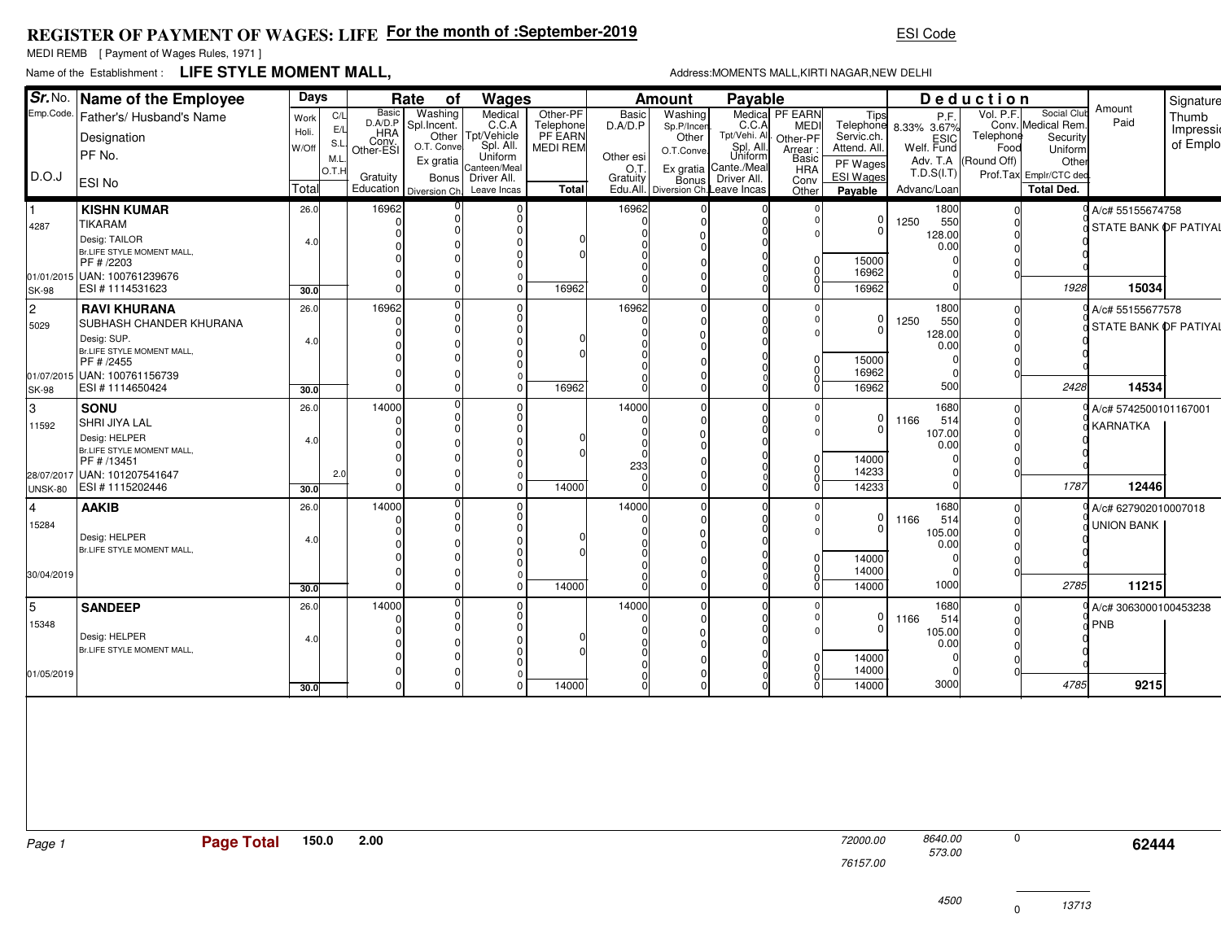# REGISTER OF PAYMENT OF WAGES: LIFE For the month of :September-2019

ESI Code

MEDI REMB [ Payment of Wages Rules, 1971 ]

Name of the Establishment : **LIFE STYLE MOMENT MALL,**

Address:MOMENTS MALL,KIRTI NAGAR,NEW DELHI

| Sr.No. Emp.Code. D.O.J | Name of the Employee / Father's/ Husband's Name / Designation / PF No. / ESI No | Days: Work / Holi. / W/Off / Total | C/L E/L S.L. M.L. O.T.H | Rate of Wages: Basic D.A/D.P HRA Conv. Other-ESI Gratuity Education | Washing Spl.Incent. Other O.T. Conve Ex gratia Bonus Diversion Ch. | Medical C.C.A Tpt/Vehicle Spl. All. Uniform Canteen/Meal Driver All. Leave Incas | Other-PF Telephone PF EARN MEDI REM Total | Amount Payable: Basic D.A/D.P Other esi O.T. Gratuity Edu.All. | Washing Sp.P/Incen. Other O.T.Conve. Ex gratia Bonus Diversion Ch. | Medical C.C.A Tpt/Vehi. Al Spl. All. Uniform Cante./Meal Driver All. Leave Incas | PF EARN MEDI Other-PF Arrear : Basic HRA Conv Other | Tips Telephone Servic.ch. Attend. All. PF Wages ESI Wages Payable | Deduction: P.F. 8.33% 3.67% ESIC Welf. Fund Adv. T.A T.D.S(I.T) Advanc/Loan | Vol. P.F. Conv. Telephone Food (Round Off) Prof.Tax | Social Club Medical Rem. Security Uniform Other Emplr/CTC ded Total Ded. | Amount Paid | Signature Thumb Impression of Employee |
|---|---|---|---|---|---|---|---|---|---|---|---|---|---|---|---|---|---|
| 1 / 4287 / 01/01/2015 / SK-98 | **KISHN KUMAR** / TIKARAM / Desig: TAILOR / Br.LIFE STYLE MOMENT MALL, / PF # /2203 / UAN: 100761239676 / ESI # 1114531623 | 26.0 / 4.0 / 30.0 | | 16962 0 0 0 0 0 0 | 0 0 0 0 0 0 0 | 0 0 0 0 0 0 0 0 | 0 0 16962 | 16962 0 0 0 0 0 0 | 0 0 0 0 0 0 0 | 0 0 0 0 0 0 0 0 | 0 0 0 0 0 0 0 | 0 0 15000 16962 16962 | 1250 1800 550 128.00 0.00 0 0 0 | 0 0 0 0 0 0 | 0 0 0 0 0 0 1928 | 15034 | A/c# 55155674758 STATE BANK OF PATIYAL |
| 2 / 5029 / 01/07/2015 / SK-98 | **RAVI KHURANA** / SUBHASH CHANDER KHURANA / Desig: SUP. / Br.LIFE STYLE MOMENT MALL, / PF # /2455 / UAN: 100761156739 / ESI # 1114650424 | 26.0 / 4.0 / 30.0 | | 16962 0 0 0 0 0 0 | 0 0 0 0 0 0 0 | 0 0 0 0 0 0 0 0 | 0 0 16962 | 16962 0 0 0 0 0 0 | 0 0 0 0 0 0 0 | 0 0 0 0 0 0 0 0 | 0 0 0 0 0 0 0 | 0 0 15000 16962 16962 | 1250 1800 550 128.00 0.00 0 0 500 | 0 0 0 0 0 0 | 0 0 0 0 0 0 2428 | 14534 | A/c# 55155677578 STATE BANK OF PATIYAL |
| 3 / 11592 / 28/07/2017 / UNSK-80 | **SONU** / SHRI JIYA LAL / Desig: HELPER / Br.LIFE STYLE MOMENT MALL, / PF # /13451 / UAN: 101207541647 / ESI # 1115202446 | 26.0 / 4.0 / 30.0 | 2.0 | 14000 0 0 0 0 0 0 | 0 0 0 0 0 0 0 | 0 0 0 0 0 0 0 0 | 0 0 14000 | 14000 0 0 0 0 233 0 0 | 0 0 0 0 0 0 0 | 0 0 0 0 0 0 0 0 | 0 0 0 0 0 0 0 | 0 0 14000 14233 14233 | 1166 1680 514 107.00 0.00 0 0 0 | 0 0 0 0 0 0 | 0 0 0 0 0 0 1787 | 12446 | A/c# 5742500101167001 KARNATKA |
| 4 / 15284 / 30/04/2019 | **AAKIB** / Desig: HELPER / Br.LIFE STYLE MOMENT MALL, | 26.0 / 4.0 / 30.0 | | 14000 0 0 0 0 0 0 | 0 0 0 0 0 0 0 | 0 0 0 0 0 0 0 0 | 0 0 14000 | 14000 0 0 0 0 0 0 | 0 0 0 0 0 0 0 | 0 0 0 0 0 0 0 0 | 0 0 0 0 0 0 0 | 0 0 14000 14000 14000 | 1166 1680 514 105.00 0.00 0 0 1000 | 0 0 0 0 0 0 | 0 0 0 0 0 0 2785 | 11215 | A/c# 627902010007018 UNION BANK |
| 5 / 15348 / 01/05/2019 | **SANDEEP** / Desig: HELPER / Br.LIFE STYLE MOMENT MALL, | 26.0 / 4.0 / 30.0 | | 14000 0 0 0 0 0 0 | 0 0 0 0 0 0 0 | 0 0 0 0 0 0 0 0 | 0 0 14000 | 14000 0 0 0 0 0 0 | 0 0 0 0 0 0 0 | 0 0 0 0 0 0 0 0 | 0 0 0 0 0 0 0 | 0 0 14000 14000 14000 | 1166 1680 514 105.00 0.00 0 0 3000 | 0 0 0 0 0 0 | 0 0 0 0 0 0 4785 | 9215 | A/c# 3063000100453238 PNB |

| Page 1 | **Page Total** | 150.0 | 2.00 | | | | | | | | | 72000.00 / 76157.00 | 8640.00 / 573.00 / 4500 | 0 / 0 | 13713 | **62444** | |
|---|---|---|---|---|---|---|---|---|---|---|---|---|---|---|---|---|---|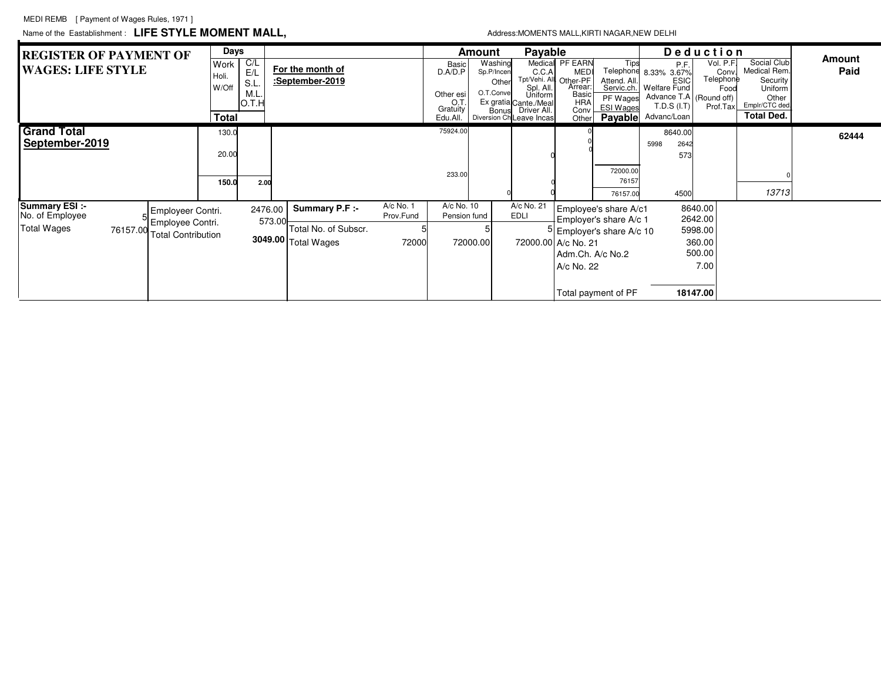MEDI REMB [ Payment of Wages Rules, 1971 ]

Name of the Eastablishment : **LIFE STYLE MOMENT MALL,** Address:MOMENTS MALL,KIRTI NAGAR,NEW DELHI

| REGISTER OF PAYMENT OF WAGES: LIFE STYLE | Days: Work / Holi. / W/Off / Total | C/L / E/L / S.L. / M.L. / O.T.H | For the month of :September-2019 | Basic / D.A/D.P / Other esi / O.T. / Gratuity / Edu.All. | Washing / Sp.P/Incen / Other / O.T.Conve / Ex gratia / Bonus / Diversion Ch | Medical / C.C.A / Tpt/Vehi. All / Spl. All. / Uniform / Cante./Meal / Driver All. / Leave Incas | PF EARN / MEDI / Other-PF / Arrear: / Basic / HRA / Conv / Other | Tips / Telephone / Attend. All. / Servic.ch. / PF Wages / ESI Wages / **Payable** | P.F. 8.33% 3.67% / ESIC / Welfare Fund / Advance T.A / T.D.S (I.T) / Advanc/Loan | Vol. P.F. / Conv. / Telephone / Food / (Round off) / Prof.Tax | Social Club / Medical Rem. / Security / Uniform / Other / Emplr/CTC ded / **Total Ded.** | **Amount Paid** |
|---|---|---|---|---|---|---|---|---|---|---|---|---|
| **Grand Total September-2019** | 130.0 / 20.00 / **150.0** | **2.00** | | 75924.00 / 233.00 | | 0 / 0 / 0 | 0 / 0 / 0 | 72000.00 / 76157 / 76157.00 | 8640.00 / 5998 2642 / 573 / 4500 | | 0 / 13713 | **62444** |

| **Summary ESI :-** | | | | **Summary P.F :-** | A/c No. 1 Prov.Fund | A/c No. 10 Pension fund | A/c No. 21 EDLI | | |
|---|---|---|---|---|---|---|---|---|---|
| No. of Employee | 5 | Employeer Contri. | 2476.00 | | | | | Employee's share A/c1 | 8640.00 |
| Total Wages | 76157.00 | Employee Contri. | 573.00 | Total No. of Subscr. | 5 | 5 | 5 | Employer's share A/c 1 | 2642.00 |
| | | Total Contribution | **3049.00** | Total Wages | 72000 | 72000.00 | 72000.00 | Employer's share A/c 10 | 5998.00 |
| | | | | | | | | A/c No. 21 | 360.00 |
| | | | | | | | | Adm.Ch. A/c No.2 | 500.00 |
| | | | | | | | | A/c No. 22 | 7.00 |
| | | | | | | | | Total payment of PF | **18147.00** |